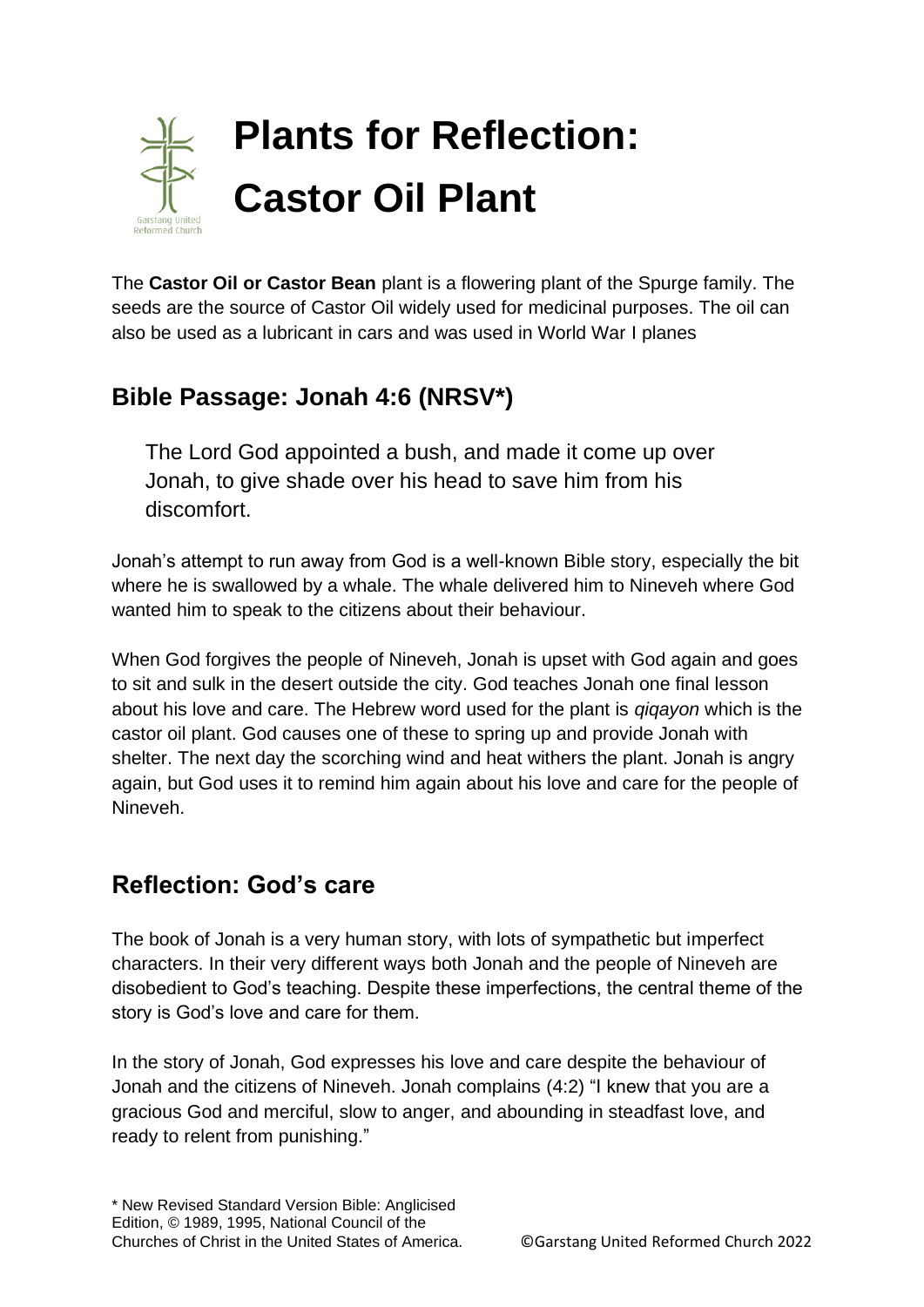# Plants for Reflection: Castor Oil Plant

The **Castor Oil or Castor Bean** plant is a flowering plant of the Spurge family. The seeds are the source of Castor Oil widely used for medicinal purposes. The oil can also be used as a lubricant in cars and was used in World War I planes

## Bible Passage: Jonah 4:6 (NRSV*)

> The Lord God appointed a bush, and made it come up over Jonah, to give shade over his head to save him from his discomfort.

Jonah's attempt to run away from God is a well-known Bible story, especially the bit where he is swallowed by a whale. The whale delivered him to Nineveh where God wanted him to speak to the citizens about their behaviour.

When God forgives the people of Nineveh, Jonah is upset with God again and goes to sit and sulk in the desert outside the city. God teaches Jonah one final lesson about his love and care. The Hebrew word used for the plant is *qiqayon* which is the castor oil plant. God causes one of these to spring up and provide Jonah with shelter. The next day the scorching wind and heat withers the plant. Jonah is angry again, but God uses it to remind him again about his love and care for the people of Nineveh.

## Reflection: God's care

The book of Jonah is a very human story, with lots of sympathetic but imperfect characters. In their very different ways both Jonah and the people of Nineveh are disobedient to God's teaching. Despite these imperfections, the central theme of the story is God's love and care for them.

In the story of Jonah, God expresses his love and care despite the behaviour of Jonah and the citizens of Nineveh. Jonah complains (4:2) "I knew that you are a gracious God and merciful, slow to anger, and abounding in steadfast love, and ready to relent from punishing."

\* New Revised Standard Version Bible: Anglicised Edition, © 1989, 1995, National Council of the Churches of Christ in the United States of America.

©Garstang United Reformed Church 2022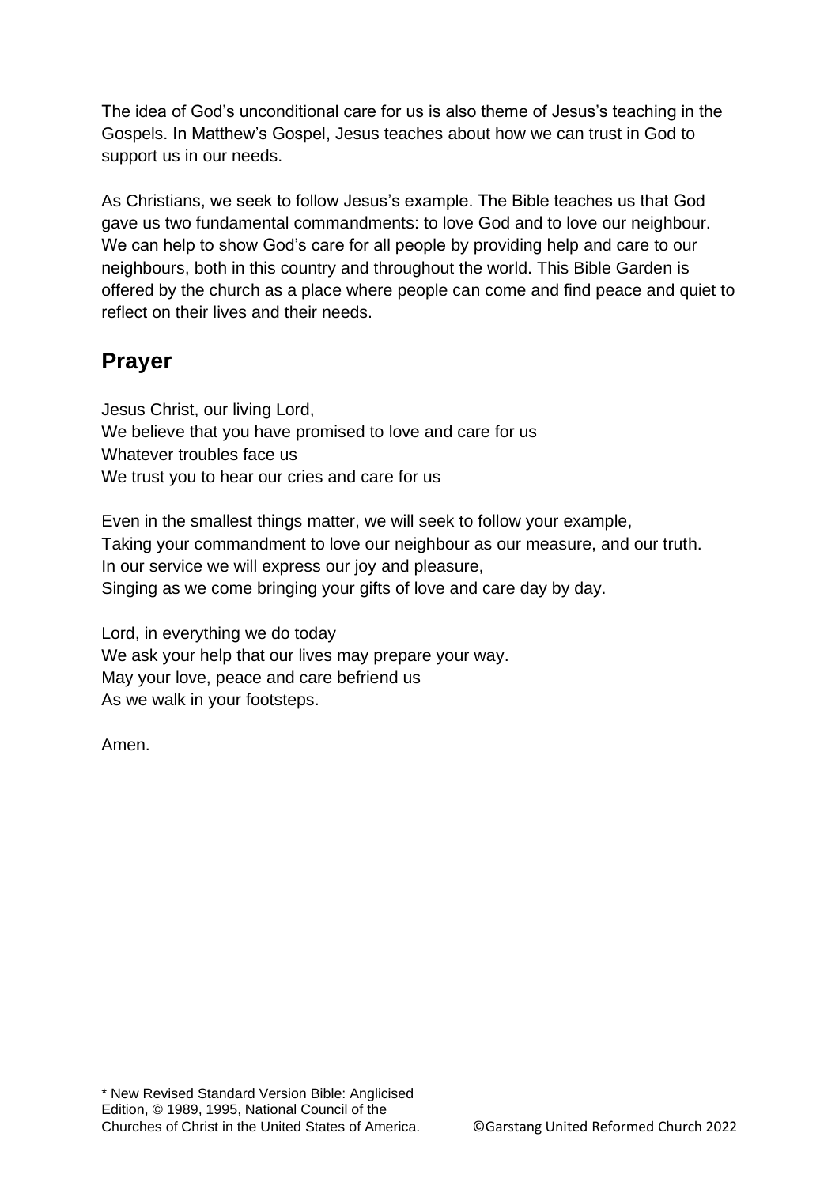The idea of God's unconditional care for us is also theme of Jesus's teaching in the Gospels. In Matthew's Gospel, Jesus teaches about how we can trust in God to support us in our needs.

As Christians, we seek to follow Jesus's example. The Bible teaches us that God gave us two fundamental commandments: to love God and to love our neighbour. We can help to show God's care for all people by providing help and care to our neighbours, both in this country and throughout the world. This Bible Garden is offered by the church as a place where people can come and find peace and quiet to reflect on their lives and their needs.

## Prayer

Jesus Christ, our living Lord,
We believe that you have promised to love and care for us
Whatever troubles face us
We trust you to hear our cries and care for us

Even in the smallest things matter, we will seek to follow your example,
Taking your commandment to love our neighbour as our measure, and our truth.
In our service we will express our joy and pleasure,
Singing as we come bringing your gifts of love and care day by day.

Lord, in everything we do today
We ask your help that our lives may prepare your way.
May your love, peace and care befriend us
As we walk in your footsteps.

Amen.

\* New Revised Standard Version Bible: Anglicised Edition, © 1989, 1995, National Council of the Churches of Christ in the United States of America.

©Garstang United Reformed Church 2022